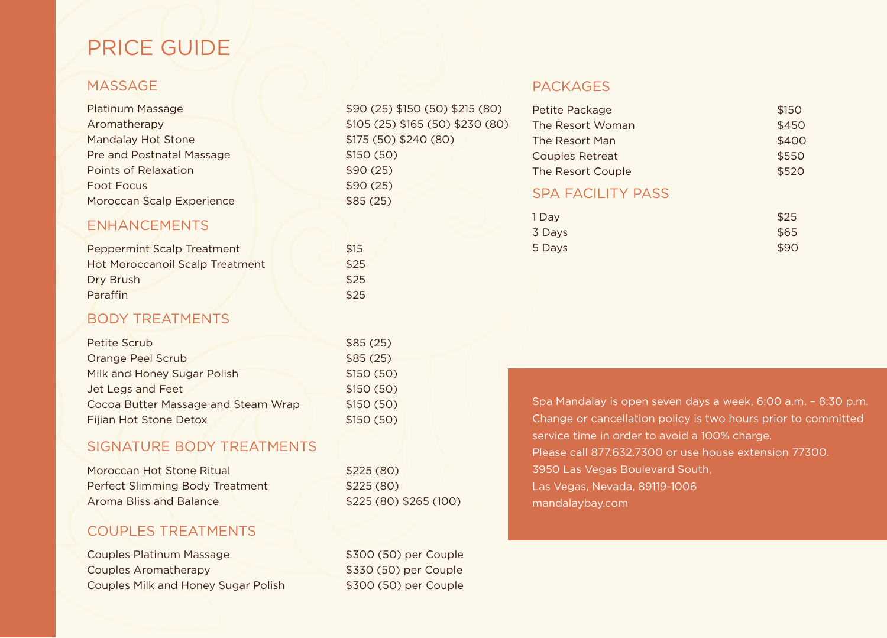# PRICE GUIDE

## MASSAGE

| | |
|---|---|
| Platinum Massage | $90 (25) $150 (50) $215 (80) |
| Aromatherapy | $105 (25) $165 (50) $230 (80) |
| Mandalay Hot Stone | $175 (50) $240 (80) |
| Pre and Postnatal Massage | $150 (50) |
| Points of Relaxation | $90 (25) |
| Foot Focus | $90 (25) |
| Moroccan Scalp Experience | $85 (25) |

## ENHANCEMENTS

| | |
|---|---|
| Peppermint Scalp Treatment | $15 |
| Hot Moroccanoil Scalp Treatment | $25 |
| Dry Brush | $25 |
| Paraffin | $25 |

## BODY TREATMENTS

| | |
|---|---|
| Petite Scrub | $85 (25) |
| Orange Peel Scrub | $85 (25) |
| Milk and Honey Sugar Polish | $150 (50) |
| Jet Legs and Feet | $150 (50) |
| Cocoa Butter Massage and Steam Wrap | $150 (50) |
| Fijian Hot Stone Detox | $150 (50) |

## SIGNATURE BODY TREATMENTS

| | |
|---|---|
| Moroccan Hot Stone Ritual | $225 (80) |
| Perfect Slimming Body Treatment | $225 (80) |
| Aroma Bliss and Balance | $225 (80) $265 (100) |

## COUPLES TREATMENTS

| | |
|---|---|
| Couples Platinum Massage | $300 (50) per Couple |
| Couples Aromatherapy | $330 (50) per Couple |
| Couples Milk and Honey Sugar Polish | $300 (50) per Couple |

## PACKAGES

| | |
|---|---|
| Petite Package | $150 |
| The Resort Woman | $450 |
| The Resort Man | $400 |
| Couples Retreat | $550 |
| The Resort Couple | $520 |

## SPA FACILITY PASS

| | |
|---|---|
| 1 Day | $25 |
| 3 Days | $65 |
| 5 Days | $90 |

Spa Mandalay is open seven days a week, 6:00 a.m. – 8:30 p.m.
Change or cancellation policy is two hours prior to committed service time in order to avoid a 100% charge.
Please call 877.632.7300 or use house extension 77300.
3950 Las Vegas Boulevard South,
Las Vegas, Nevada, 89119-1006
mandalaybay.com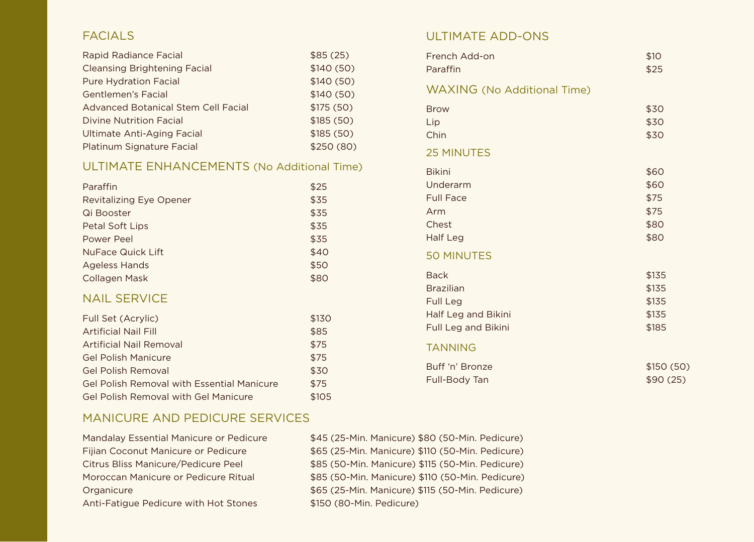## FACIALS

| | |
|---|---|
| Rapid Radiance Facial | $85 (25) |
| Cleansing Brightening Facial | $140 (50) |
| Pure Hydration Facial | $140 (50) |
| Gentlemen's Facial | $140 (50) |
| Advanced Botanical Stem Cell Facial | $175 (50) |
| Divine Nutrition Facial | $185 (50) |
| Ultimate Anti-Aging Facial | $185 (50) |
| Platinum Signature Facial | $250 (80) |

## ULTIMATE ENHANCEMENTS (No Additional Time)

| | |
|---|---|
| Paraffin | $25 |
| Revitalizing Eye Opener | $35 |
| Qi Booster | $35 |
| Petal Soft Lips | $35 |
| Power Peel | $35 |
| NuFace Quick Lift | $40 |
| Ageless Hands | $50 |
| Collagen Mask | $80 |

## NAIL SERVICE

| | |
|---|---|
| Full Set (Acrylic) | $130 |
| Artificial Nail Fill | $85 |
| Artificial Nail Removal | $75 |
| Gel Polish Manicure | $75 |
| Gel Polish Removal | $30 |
| Gel Polish Removal with Essential Manicure | $75 |
| Gel Polish Removal with Gel Manicure | $105 |

## ULTIMATE ADD-ONS

| | |
|---|---|
| French Add-on | $10 |
| Paraffin | $25 |

## WAXING (No Additional Time)

| | |
|---|---|
| Brow | $30 |
| Lip | $30 |
| Chin | $30 |

### 25 MINUTES

| | |
|---|---|
| Bikini | $60 |
| Underarm | $60 |
| Full Face | $75 |
| Arm | $75 |
| Chest | $80 |
| Half Leg | $80 |

### 50 MINUTES

| | |
|---|---|
| Back | $135 |
| Brazilian | $135 |
| Full Leg | $135 |
| Half Leg and Bikini | $135 |
| Full Leg and Bikini | $185 |

## TANNING

| | |
|---|---|
| Buff 'n' Bronze | $150 (50) |
| Full-Body Tan | $90 (25) |

## MANICURE AND PEDICURE SERVICES

| | |
|---|---|
| Mandalay Essential Manicure or Pedicure | $45 (25-Min. Manicure) $80 (50-Min. Pedicure) |
| Fijian Coconut Manicure or Pedicure | $65 (25-Min. Manicure) $110 (50-Min. Pedicure) |
| Citrus Bliss Manicure/Pedicure Peel | $85 (50-Min. Manicure) $115 (50-Min. Pedicure) |
| Moroccan Manicure or Pedicure Ritual | $85 (50-Min. Manicure) $110 (50-Min. Pedicure) |
| Organicure | $65 (25-Min. Manicure) $115 (50-Min. Pedicure) |
| Anti-Fatigue Pedicure with Hot Stones | $150 (80-Min. Pedicure) |